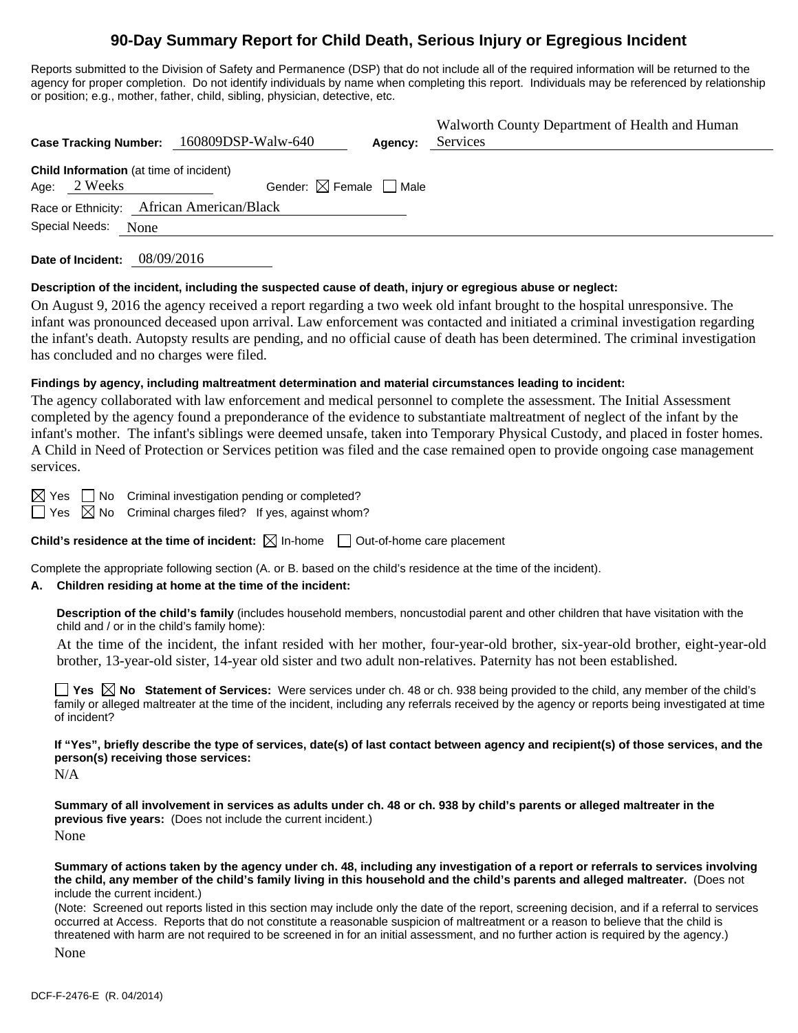# 90-Day Summary Report for Child Death, Serious Injury or Egregious Incident

Reports submitted to the Division of Safety and Permanence (DSP) that do not include all of the required information will be returned to the agency for proper completion. Do not identify individuals by name when completing this report. Individuals may be referenced by relationship or position; e.g., mother, father, child, sibling, physician, detective, etc.

**Case Tracking Number:** 160809DSP-Walw-640 **Agency:** Walworth County Department of Health and Human Services

**Child Information** (at time of incident)
Age: 2 Weeks Gender: ☒ Female ☐ Male
Race or Ethnicity: African American/Black
Special Needs: None

**Date of Incident:** 08/09/2016

**Description of the incident, including the suspected cause of death, injury or egregious abuse or neglect:**

On August 9, 2016 the agency received a report regarding a two week old infant brought to the hospital unresponsive. The infant was pronounced deceased upon arrival. Law enforcement was contacted and initiated a criminal investigation regarding the infant's death. Autopsty results are pending, and no official cause of death has been determined. The criminal investigation has concluded and no charges were filed.

**Findings by agency, including maltreatment determination and material circumstances leading to incident:**

The agency collaborated with law enforcement and medical personnel to complete the assessment. The Initial Assessment completed by the agency found a preponderance of the evidence to substantiate maltreatment of neglect of the infant by the infant's mother. The infant's siblings were deemed unsafe, taken into Temporary Physical Custody, and placed in foster homes. A Child in Need of Protection or Services petition was filed and the case remained open to provide ongoing case management services.

☒ Yes ☐ No Criminal investigation pending or completed?
☐ Yes ☒ No Criminal charges filed? If yes, against whom?

**Child's residence at the time of incident:** ☒ In-home ☐ Out-of-home care placement

Complete the appropriate following section (A. or B. based on the child's residence at the time of the incident).

**A. Children residing at home at the time of the incident:**

**Description of the child's family** (includes household members, noncustodial parent and other children that have visitation with the child and / or in the child's family home):

At the time of the incident, the infant resided with her mother, four-year-old brother, six-year-old brother, eight-year-old brother, 13-year-old sister, 14-year old sister and two adult non-relatives. Paternity has not been established.

☐ **Yes** ☒ **No Statement of Services:** Were services under ch. 48 or ch. 938 being provided to the child, any member of the child's family or alleged maltreater at the time of the incident, including any referrals received by the agency or reports being investigated at time of incident?

**If "Yes", briefly describe the type of services, date(s) of last contact between agency and recipient(s) of those services, and the person(s) receiving those services:**

N/A

**Summary of all involvement in services as adults under ch. 48 or ch. 938 by child's parents or alleged maltreater in the previous five years:** (Does not include the current incident.)

None

**Summary of actions taken by the agency under ch. 48, including any investigation of a report or referrals to services involving the child, any member of the child's family living in this household and the child's parents and alleged maltreater.** (Does not include the current incident.)

(Note: Screened out reports listed in this section may include only the date of the report, screening decision, and if a referral to services occurred at Access. Reports that do not constitute a reasonable suspicion of maltreatment or a reason to believe that the child is threatened with harm are not required to be screened in for an initial assessment, and no further action is required by the agency.)

None

DCF-F-2476-E (R. 04/2014)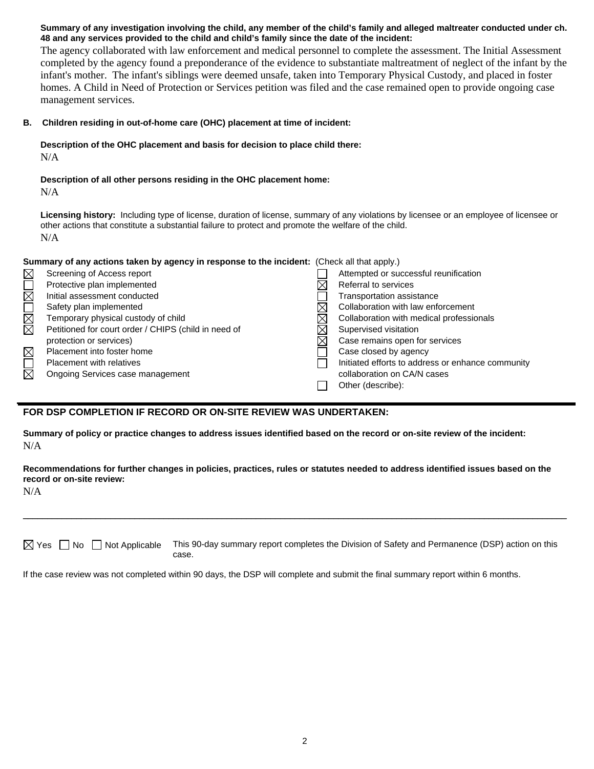**Summary of any investigation involving the child, any member of the child's family and alleged maltreater conducted under ch. 48 and any services provided to the child and child's family since the date of the incident:**

The agency collaborated with law enforcement and medical personnel to complete the assessment. The Initial Assessment completed by the agency found a preponderance of the evidence to substantiate maltreatment of neglect of the infant by the infant's mother. The infant's siblings were deemed unsafe, taken into Temporary Physical Custody, and placed in foster homes. A Child in Need of Protection or Services petition was filed and the case remained open to provide ongoing case management services.

**B. Children residing in out-of-home care (OHC) placement at time of incident:**

**Description of the OHC placement and basis for decision to place child there:**

N/A

**Description of all other persons residing in the OHC placement home:**

N/A

**Licensing history:** Including type of license, duration of license, summary of any violations by licensee or an employee of licensee or other actions that constitute a substantial failure to protect and promote the welfare of the child.

N/A

**Summary of any actions taken by agency in response to the incident:** (Check all that apply.)

- ☒ Screening of Access report
- ☐ Protective plan implemented
- ☒ Initial assessment conducted
- ☐ Safety plan implemented
- ☒ Temporary physical custody of child
- ☒ Petitioned for court order / CHIPS (child in need of protection or services)
- ☒ Placement into foster home
- ☐ Placement with relatives
- ☒ Ongoing Services case management
- ☐ Attempted or successful reunification
- ☒ Referral to services
- ☐ Transportation assistance
- ☒ Collaboration with law enforcement
- ☒ Collaboration with medical professionals
- ☒ Supervised visitation
- ☒ Case remains open for services
- ☐ Case closed by agency
- ☐ Initiated efforts to address or enhance community collaboration on CA/N cases
- ☐ Other (describe):

## FOR DSP COMPLETION IF RECORD OR ON-SITE REVIEW WAS UNDERTAKEN:

**Summary of policy or practice changes to address issues identified based on the record or on-site review of the incident:**

N/A

**Recommendations for further changes in policies, practices, rules or statutes needed to address identified issues based on the record or on-site review:**

N/A

---

☒ Yes ☐ No ☐ Not Applicable This 90-day summary report completes the Division of Safety and Permanence (DSP) action on this case.

If the case review was not completed within 90 days, the DSP will complete and submit the final summary report within 6 months.